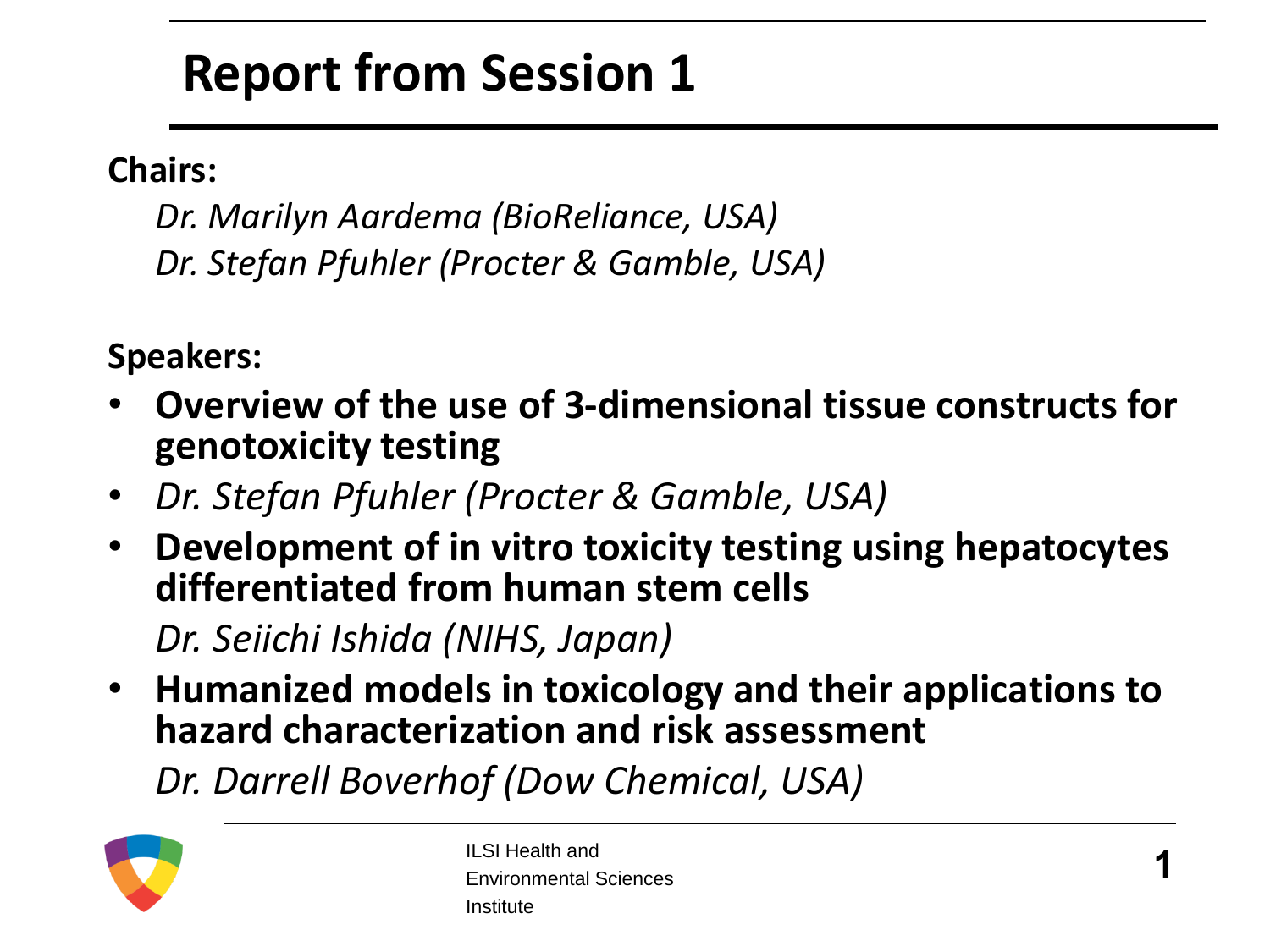# Report from Session 1

**Chairs:**

*Dr. Marilyn Aardema (BioReliance, USA)*
*Dr. Stefan Pfuhler (Procter & Gamble, USA)*

**Speakers:**

- **Overview of the use of 3-dimensional tissue constructs for genotoxicity testing**
- *Dr. Stefan Pfuhler (Procter & Gamble, USA)*
- **Development of in vitro toxicity testing using hepatocytes differentiated from human stem cells**

  *Dr. Seiichi Ishida (NIHS, Japan)*
- **Humanized models in toxicology and their applications to hazard characterization and risk assessment**

  *Dr. Darrell Boverhof (Dow Chemical, USA)*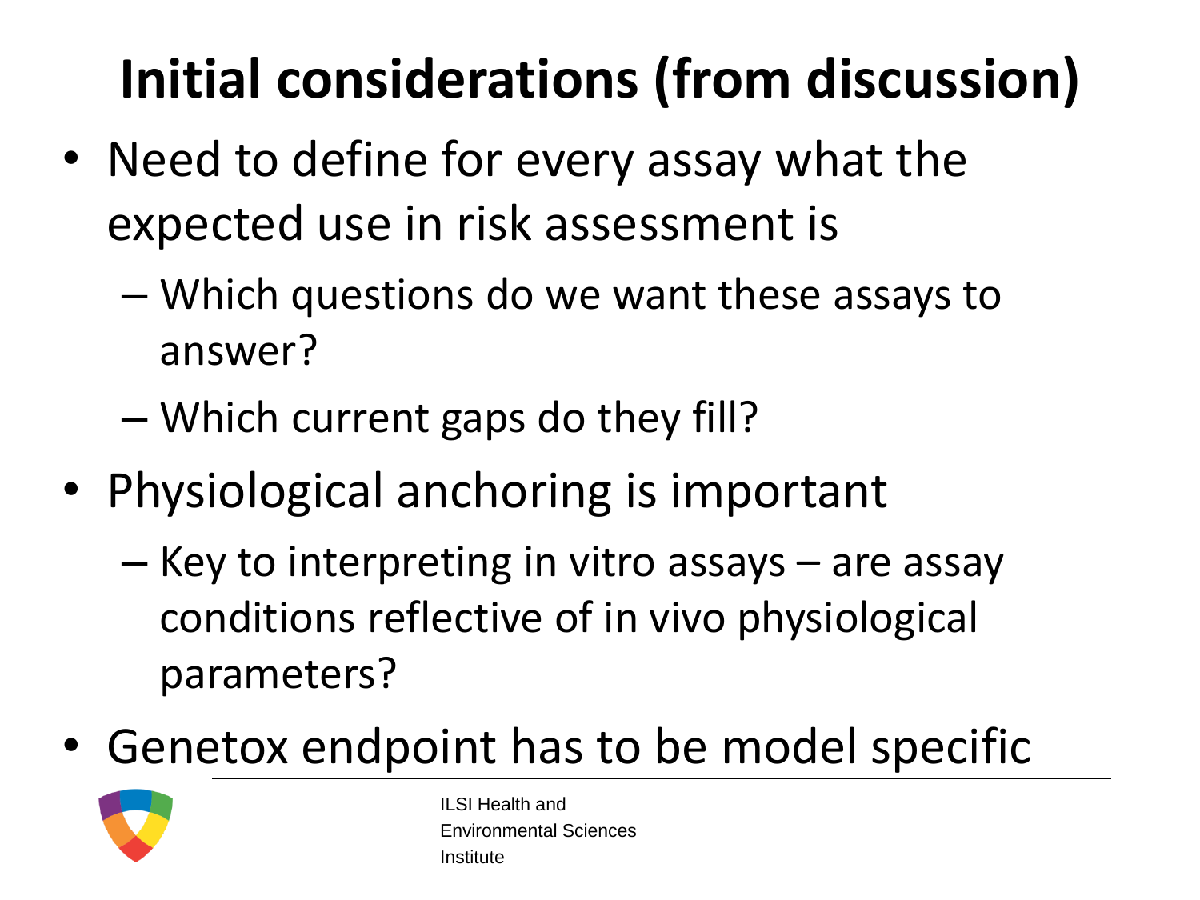# Initial considerations (from discussion)

- Need to define for every assay what the expected use in risk assessment is
  - Which questions do we want these assays to answer?
  - Which current gaps do they fill?
- Physiological anchoring is important
  - Key to interpreting in vitro assays – are assay conditions reflective of in vivo physiological parameters?
- Genetox endpoint has to be model specific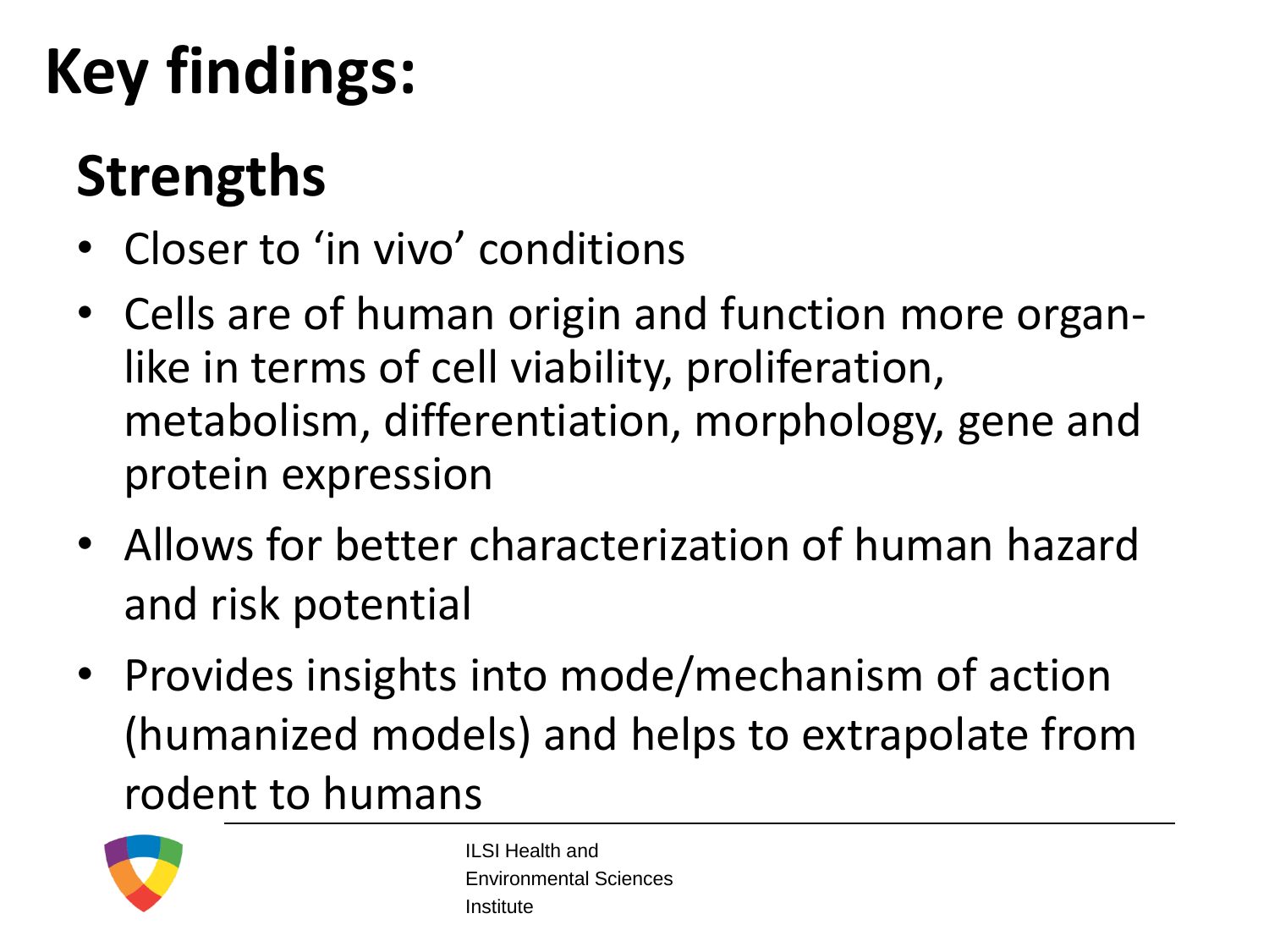# Key findings:

## Strengths

- Closer to 'in vivo' conditions
- Cells are of human origin and function more organ-like in terms of cell viability, proliferation, metabolism, differentiation, morphology, gene and protein expression
- Allows for better characterization of human hazard and risk potential
- Provides insights into mode/mechanism of action (humanized models) and helps to extrapolate from rodent to humans

ILSI Health and Environmental Sciences Institute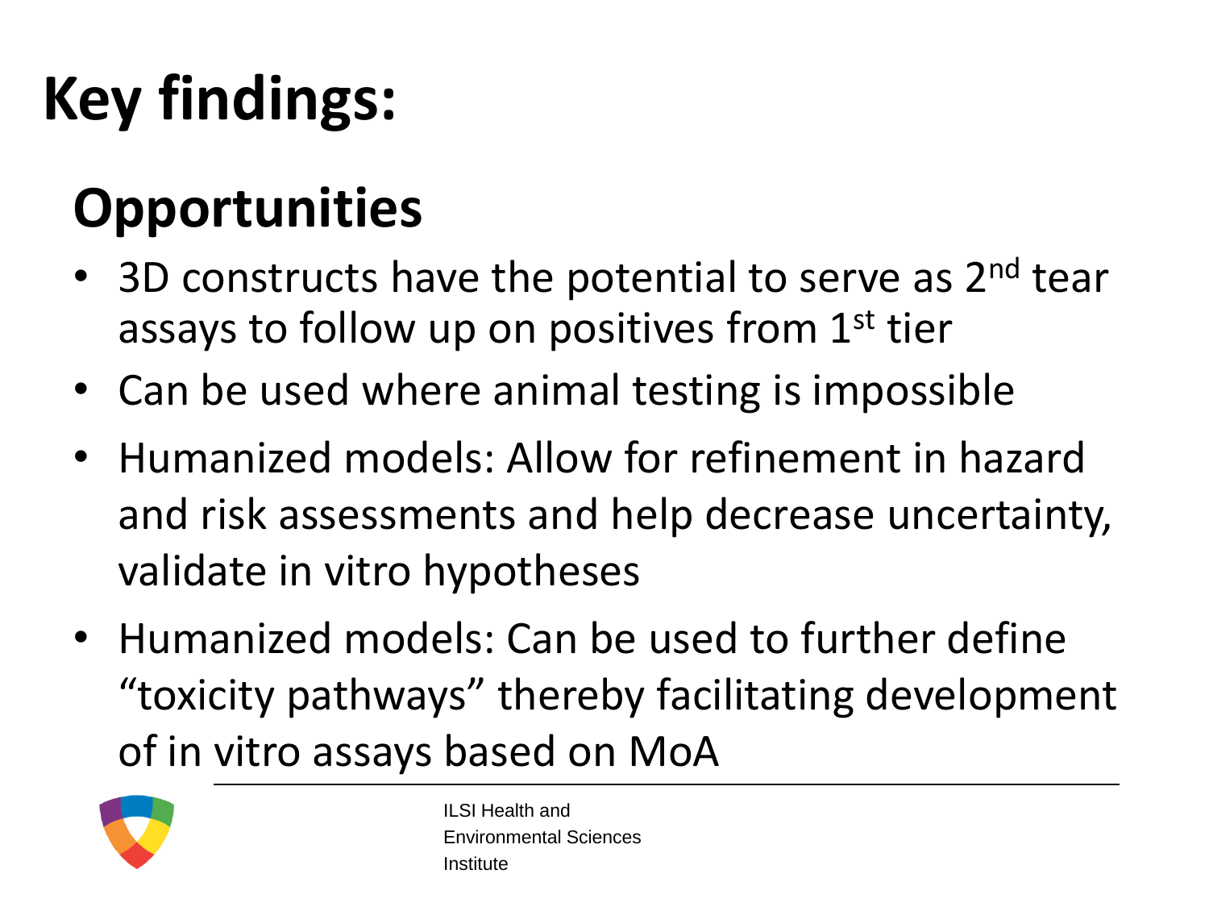# Key findings:

## Opportunities

- 3D constructs have the potential to serve as 2nd tear assays to follow up on positives from 1st tier
- Can be used where animal testing is impossible
- Humanized models: Allow for refinement in hazard and risk assessments and help decrease uncertainty, validate in vitro hypotheses
- Humanized models: Can be used to further define "toxicity pathways" thereby facilitating development of in vitro assays based on MoA

ILSI Health and Environmental Sciences Institute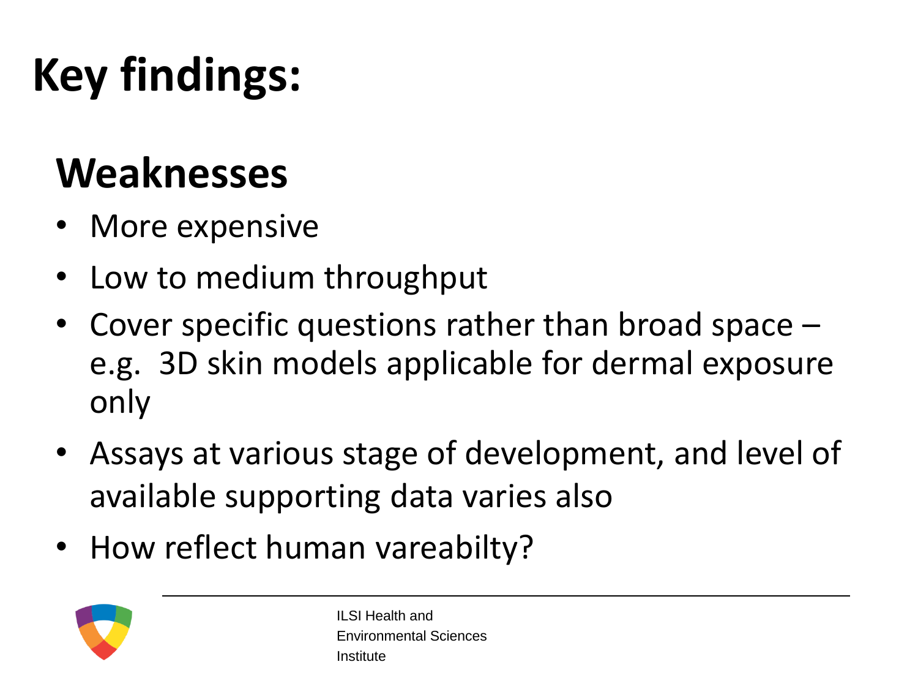# Key findings:

## Weaknesses

- More expensive
- Low to medium throughput
- Cover specific questions rather than broad space – e.g. 3D skin models applicable for dermal exposure only
- Assays at various stage of development, and level of available supporting data varies also
- How reflect human vareabilty?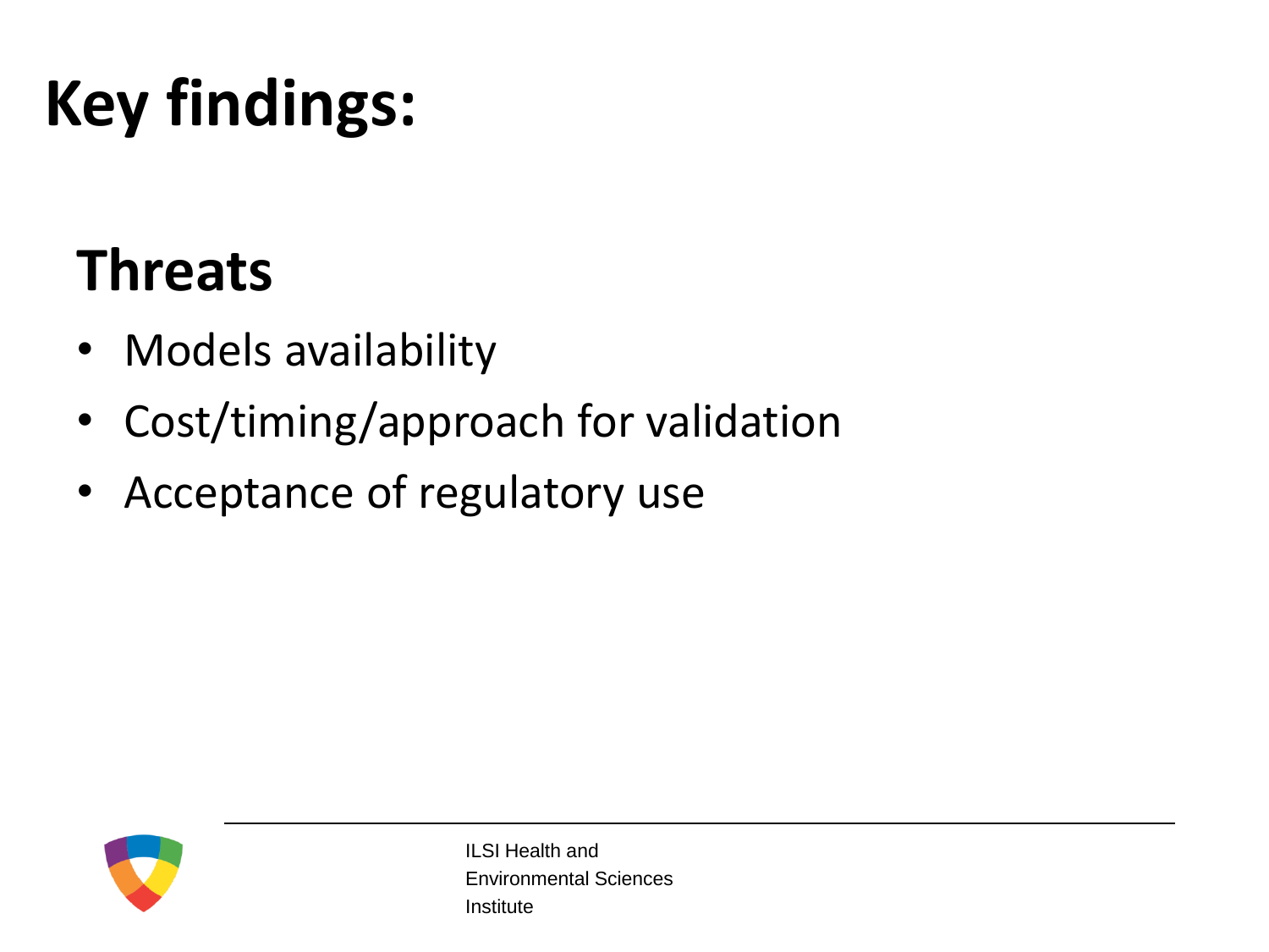# Key findings:

## Threats

- Models availability
- Cost/timing/approach for validation
- Acceptance of regulatory use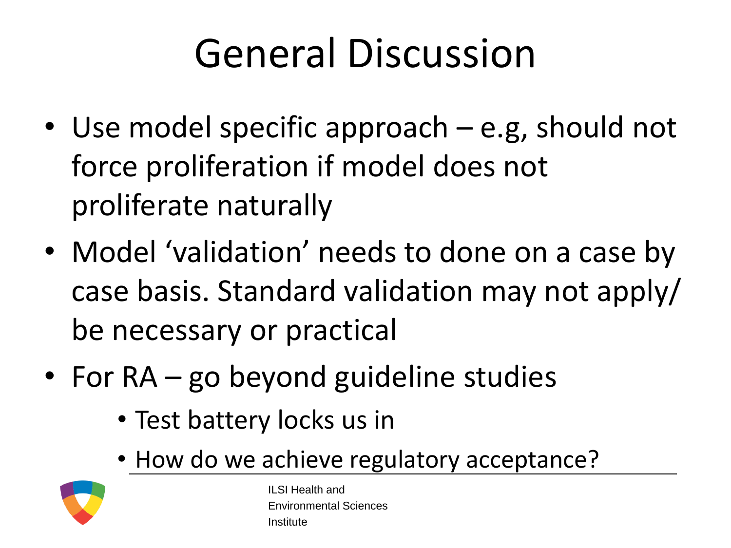# General Discussion

- Use model specific approach – e.g, should not force proliferation if model does not proliferate naturally
- Model 'validation' needs to done on a case by case basis. Standard validation may not apply/ be necessary or practical
- For RA – go beyond guideline studies
  - Test battery locks us in
  - How do we achieve regulatory acceptance?

ILSI Health and Environmental Sciences Institute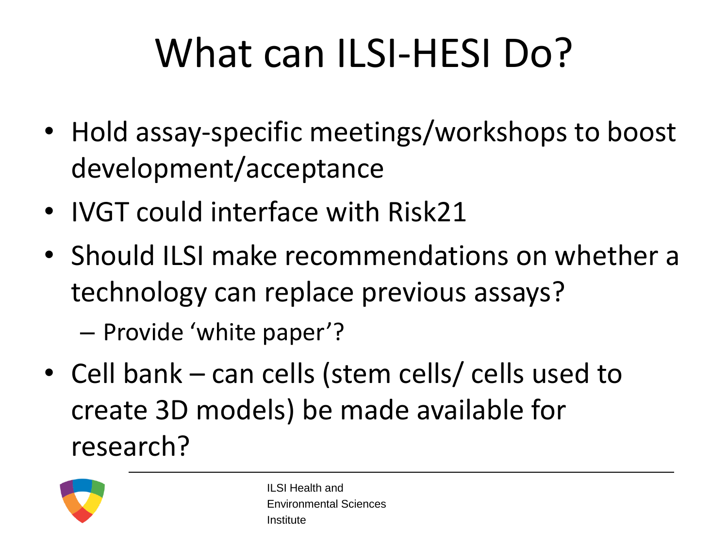# What can ILSI-HESI Do?

- Hold assay-specific meetings/workshops to boost development/acceptance
- IVGT could interface with Risk21
- Should ILSI make recommendations on whether a technology can replace previous assays?
  - Provide 'white paper'?
- Cell bank – can cells (stem cells/ cells used to create 3D models) be made available for research?